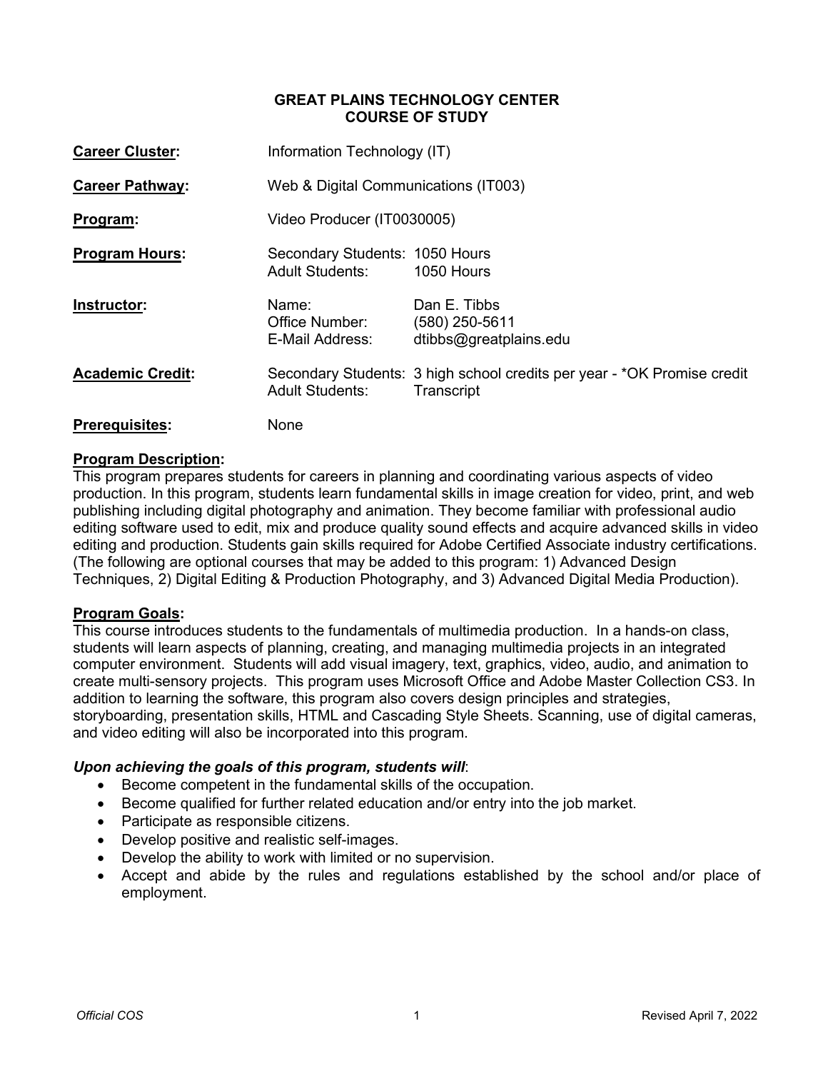# GREAT PLAINS TECHNOLOGY CENTER
## COURSE OF STUDY

| | | |
|---|---|---|
| **Career Cluster:** | Information Technology (IT) | |
| **Career Pathway:** | Web & Digital Communications (IT003) | |
| **Program:** | Video Producer (IT0030005) | |
| **Program Hours:** | Secondary Students: | 1050 Hours |
| | Adult Students: | 1050 Hours |
| **Instructor:** | Name: | Dan E. Tibbs |
| | Office Number: | (580) 250-5611 |
| | E-Mail Address: | dtibbs@greatplains.edu |
| **Academic Credit:** | Secondary Students: | 3 high school credits per year - *OK Promise credit |
| | Adult Students: | Transcript |
| **Prerequisites:** | None | |

**Program Description:**

This program prepares students for careers in planning and coordinating various aspects of video production. In this program, students learn fundamental skills in image creation for video, print, and web publishing including digital photography and animation. They become familiar with professional audio editing software used to edit, mix and produce quality sound effects and acquire advanced skills in video editing and production. Students gain skills required for Adobe Certified Associate industry certifications. (The following are optional courses that may be added to this program: 1) Advanced Design Techniques, 2) Digital Editing & Production Photography, and 3) Advanced Digital Media Production).

**Program Goals:**

This course introduces students to the fundamentals of multimedia production. In a hands-on class, students will learn aspects of planning, creating, and managing multimedia projects in an integrated computer environment. Students will add visual imagery, text, graphics, video, audio, and animation to create multi-sensory projects. This program uses Microsoft Office and Adobe Master Collection CS3. In addition to learning the software, this program also covers design principles and strategies, storyboarding, presentation skills, HTML and Cascading Style Sheets. Scanning, use of digital cameras, and video editing will also be incorporated into this program.

***Upon achieving the goals of this program, students will*:**

- Become competent in the fundamental skills of the occupation.
- Become qualified for further related education and/or entry into the job market.
- Participate as responsible citizens.
- Develop positive and realistic self-images.
- Develop the ability to work with limited or no supervision.
- Accept and abide by the rules and regulations established by the school and/or place of employment.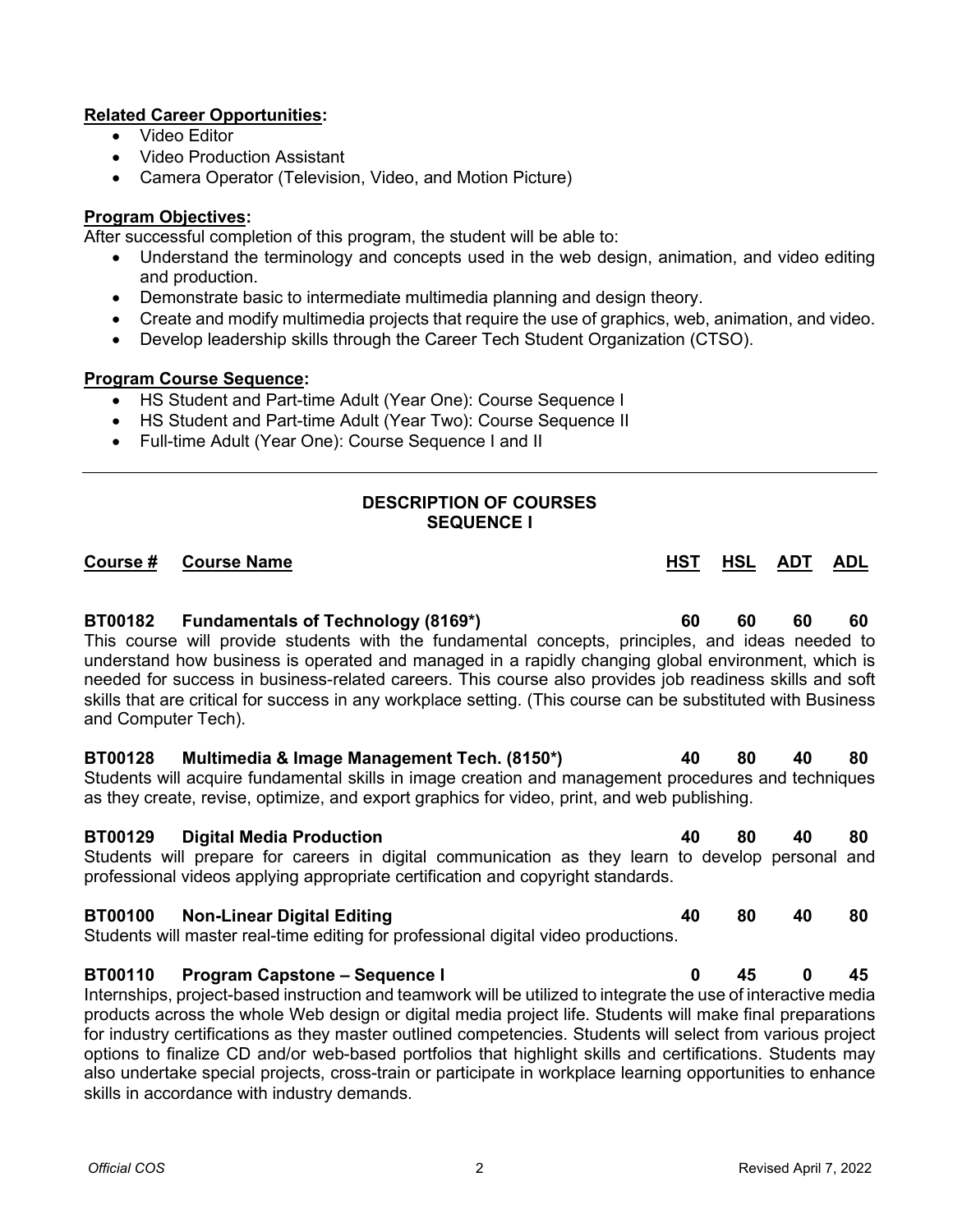**Related Career Opportunities:**

- Video Editor
- Video Production Assistant
- Camera Operator (Television, Video, and Motion Picture)

**Program Objectives:**

After successful completion of this program, the student will be able to:

- Understand the terminology and concepts used in the web design, animation, and video editing and production.
- Demonstrate basic to intermediate multimedia planning and design theory.
- Create and modify multimedia projects that require the use of graphics, web, animation, and video.
- Develop leadership skills through the Career Tech Student Organization (CTSO).

**Program Course Sequence:**

- HS Student and Part-time Adult (Year One): Course Sequence I
- HS Student and Part-time Adult (Year Two): Course Sequence II
- Full-time Adult (Year One): Course Sequence I and II

---

## DESCRIPTION OF COURSES
## SEQUENCE I

| Course # | Course Name | HST | HSL | ADT | ADL |
|---|---|---|---|---|---|
| **BT00182** | **Fundamentals of Technology (8169*)** | **60** | **60** | **60** | **60** |

This course will provide students with the fundamental concepts, principles, and ideas needed to understand how business is operated and managed in a rapidly changing global environment, which is needed for success in business-related careers. This course also provides job readiness skills and soft skills that are critical for success in any workplace setting. (This course can be substituted with Business and Computer Tech).

| Course # | Course Name | HST | HSL | ADT | ADL |
|---|---|---|---|---|---|
| **BT00128** | **Multimedia & Image Management Tech. (8150*)** | **40** | **80** | **40** | **80** |

Students will acquire fundamental skills in image creation and management procedures and techniques as they create, revise, optimize, and export graphics for video, print, and web publishing.

| Course # | Course Name | HST | HSL | ADT | ADL |
|---|---|---|---|---|---|
| **BT00129** | **Digital Media Production** | **40** | **80** | **40** | **80** |

Students will prepare for careers in digital communication as they learn to develop personal and professional videos applying appropriate certification and copyright standards.

| Course # | Course Name | HST | HSL | ADT | ADL |
|---|---|---|---|---|---|
| **BT00100** | **Non-Linear Digital Editing** | **40** | **80** | **40** | **80** |

Students will master real-time editing for professional digital video productions.

| Course # | Course Name | HST | HSL | ADT | ADL |
|---|---|---|---|---|---|
| **BT00110** | **Program Capstone – Sequence I** | **0** | **45** | **0** | **45** |

Internships, project-based instruction and teamwork will be utilized to integrate the use of interactive media products across the whole Web design or digital media project life. Students will make final preparations for industry certifications as they master outlined competencies. Students will select from various project options to finalize CD and/or web-based portfolios that highlight skills and certifications. Students may also undertake special projects, cross-train or participate in workplace learning opportunities to enhance skills in accordance with industry demands.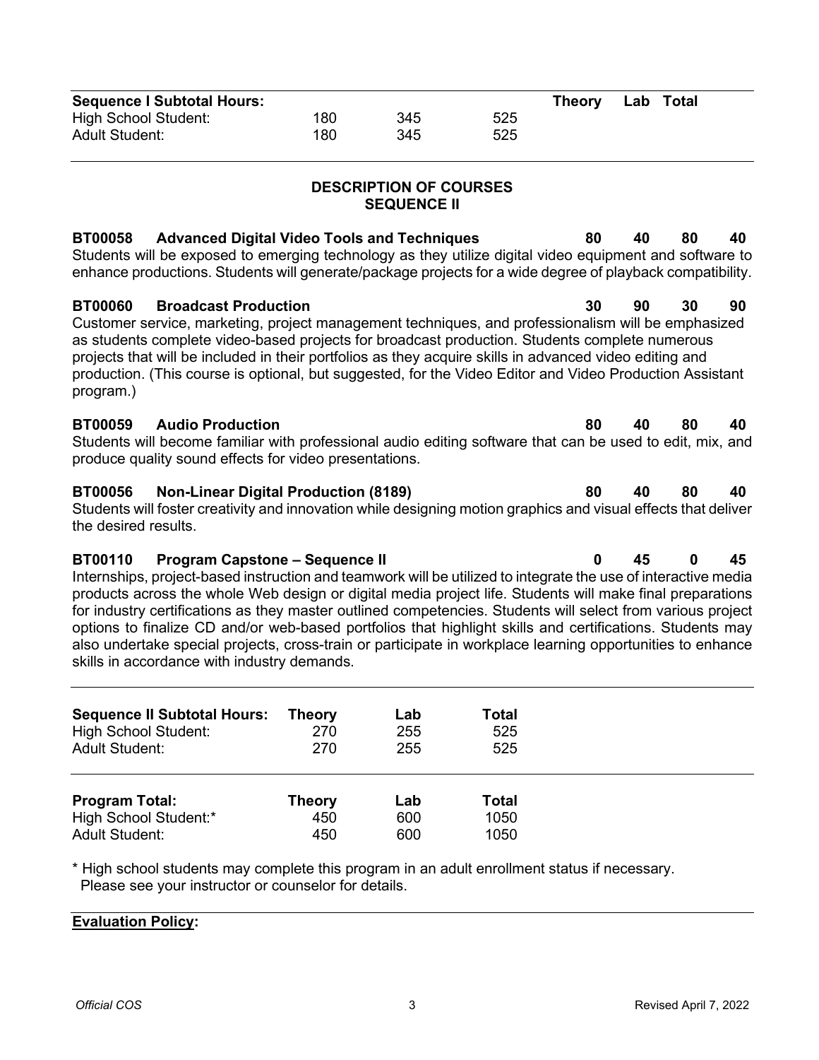| Sequence I Subtotal Hours: | Theory | Lab | Total |
|---|---|---|---|
| High School Student: | 180 | 345 | 525 |
| Adult Student: | 180 | 345 | 525 |

## DESCRIPTION OF COURSES
## SEQUENCE II

**BT00058 Advanced Digital Video Tools and Techniques** **80 40 80 40**
Students will be exposed to emerging technology as they utilize digital video equipment and software to enhance productions. Students will generate/package projects for a wide degree of playback compatibility.

**BT00060 Broadcast Production** **30 90 30 90**
Customer service, marketing, project management techniques, and professionalism will be emphasized as students complete video-based projects for broadcast production. Students complete numerous projects that will be included in their portfolios as they acquire skills in advanced video editing and production. (This course is optional, but suggested, for the Video Editor and Video Production Assistant program.)

**BT00059 Audio Production** **80 40 80 40**
Students will become familiar with professional audio editing software that can be used to edit, mix, and produce quality sound effects for video presentations.

**BT00056 Non-Linear Digital Production (8189)** **80 40 80 40**
Students will foster creativity and innovation while designing motion graphics and visual effects that deliver the desired results.

**BT00110 Program Capstone – Sequence II** **0 45 0 45**
Internships, project-based instruction and teamwork will be utilized to integrate the use of interactive media products across the whole Web design or digital media project life. Students will make final preparations for industry certifications as they master outlined competencies. Students will select from various project options to finalize CD and/or web-based portfolios that highlight skills and certifications. Students may also undertake special projects, cross-train or participate in workplace learning opportunities to enhance skills in accordance with industry demands.

| Sequence II Subtotal Hours: | Theory | Lab | Total |
|---|---|---|---|
| High School Student: | 270 | 255 | 525 |
| Adult Student: | 270 | 255 | 525 |

| Program Total: | Theory | Lab | Total |
|---|---|---|---|
| High School Student:* | 450 | 600 | 1050 |
| Adult Student: | 450 | 600 | 1050 |

* High school students may complete this program in an adult enrollment status if necessary.
Please see your instructor or counselor for details.

**Evaluation Policy:**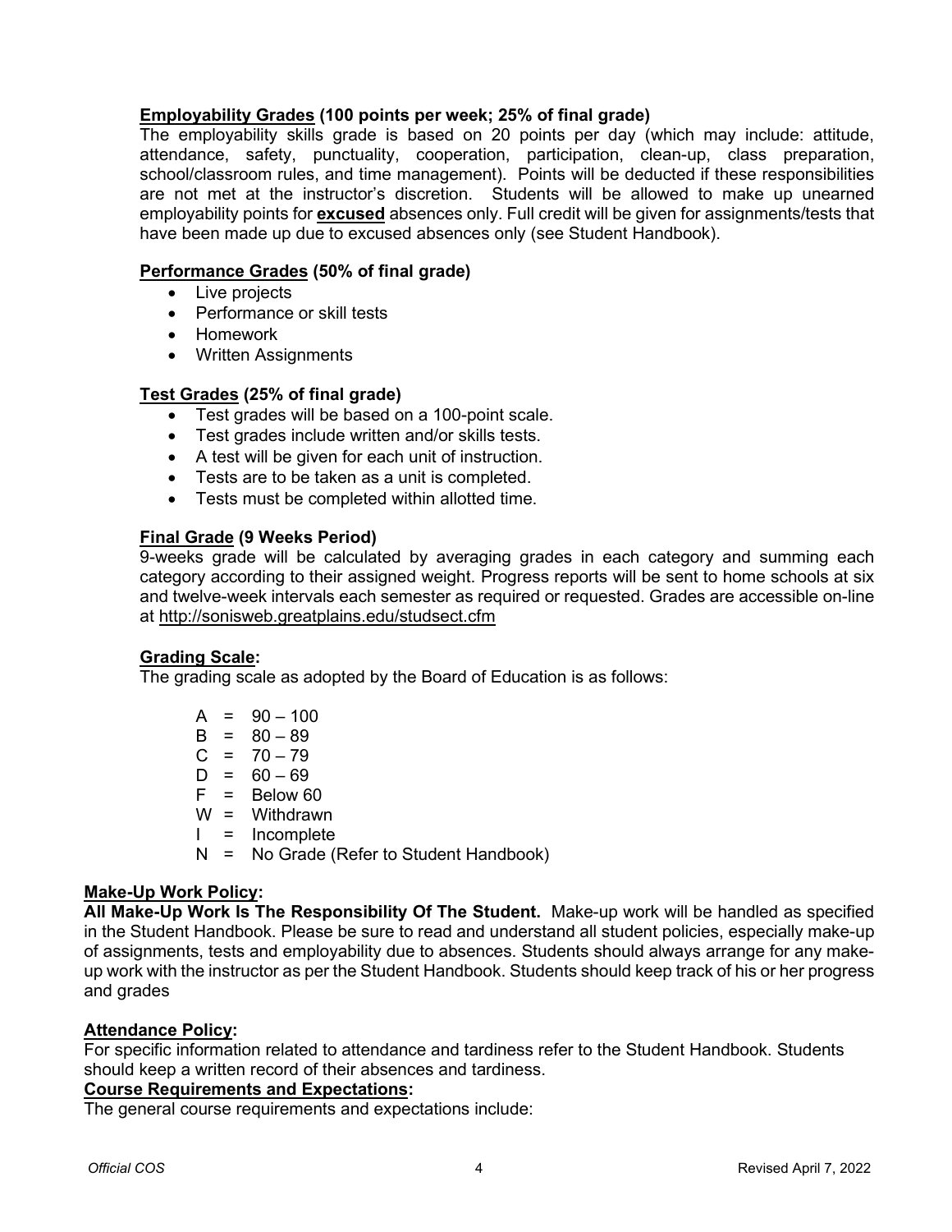**Employability Grades (100 points per week; 25% of final grade)**

The employability skills grade is based on 20 points per day (which may include: attitude, attendance, safety, punctuality, cooperation, participation, clean-up, class preparation, school/classroom rules, and time management). Points will be deducted if these responsibilities are not met at the instructor's discretion. Students will be allowed to make up unearned employability points for **excused** absences only. Full credit will be given for assignments/tests that have been made up due to excused absences only (see Student Handbook).

**Performance Grades (50% of final grade)**

- Live projects
- Performance or skill tests
- Homework
- Written Assignments

**Test Grades (25% of final grade)**

- Test grades will be based on a 100-point scale.
- Test grades include written and/or skills tests.
- A test will be given for each unit of instruction.
- Tests are to be taken as a unit is completed.
- Tests must be completed within allotted time.

**Final Grade (9 Weeks Period)**

9-weeks grade will be calculated by averaging grades in each category and summing each category according to their assigned weight. Progress reports will be sent to home schools at six and twelve-week intervals each semester as required or requested. Grades are accessible on-line at http://sonisweb.greatplains.edu/studsect.cfm

**Grading Scale:**

The grading scale as adopted by the Board of Education is as follows:

A = 90 – 100
B = 80 – 89
C = 70 – 79
D = 60 – 69
F = Below 60
W = Withdrawn
I = Incomplete
N = No Grade (Refer to Student Handbook)

**Make-Up Work Policy:**

**All Make-Up Work Is The Responsibility Of The Student.** Make-up work will be handled as specified in the Student Handbook. Please be sure to read and understand all student policies, especially make-up of assignments, tests and employability due to absences. Students should always arrange for any make-up work with the instructor as per the Student Handbook. Students should keep track of his or her progress and grades

**Attendance Policy:**

For specific information related to attendance and tardiness refer to the Student Handbook. Students should keep a written record of their absences and tardiness.

**Course Requirements and Expectations:**

The general course requirements and expectations include: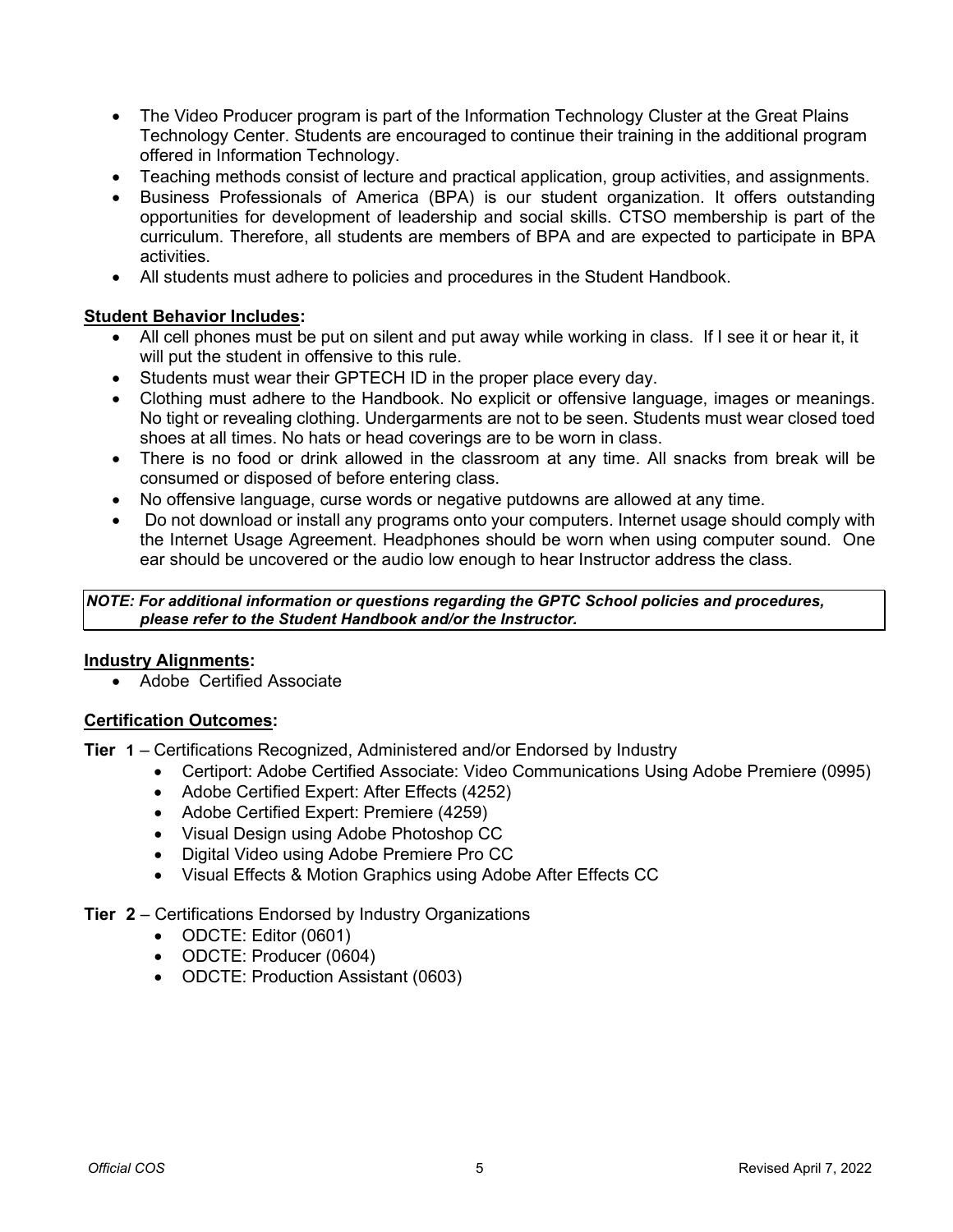- The Video Producer program is part of the Information Technology Cluster at the Great Plains Technology Center. Students are encouraged to continue their training in the additional program offered in Information Technology.
- Teaching methods consist of lecture and practical application, group activities, and assignments.
- Business Professionals of America (BPA) is our student organization. It offers outstanding opportunities for development of leadership and social skills. CTSO membership is part of the curriculum. Therefore, all students are members of BPA and are expected to participate in BPA activities.
- All students must adhere to policies and procedures in the Student Handbook.

**Student Behavior Includes:**

- All cell phones must be put on silent and put away while working in class. If I see it or hear it, it will put the student in offensive to this rule.
- Students must wear their GPTECH ID in the proper place every day.
- Clothing must adhere to the Handbook. No explicit or offensive language, images or meanings. No tight or revealing clothing. Undergarments are not to be seen. Students must wear closed toed shoes at all times. No hats or head coverings are to be worn in class.
- There is no food or drink allowed in the classroom at any time. All snacks from break will be consumed or disposed of before entering class.
- No offensive language, curse words or negative putdowns are allowed at any time.
- Do not download or install any programs onto your computers. Internet usage should comply with the Internet Usage Agreement. Headphones should be worn when using computer sound. One ear should be uncovered or the audio low enough to hear Instructor address the class.

***NOTE: For additional information or questions regarding the GPTC School policies and procedures, please refer to the Student Handbook and/or the Instructor.***

**Industry Alignments:**

- Adobe Certified Associate

**Certification Outcomes:**

**Tier 1** – Certifications Recognized, Administered and/or Endorsed by Industry

- Certiport: Adobe Certified Associate: Video Communications Using Adobe Premiere (0995)
- Adobe Certified Expert: After Effects (4252)
- Adobe Certified Expert: Premiere (4259)
- Visual Design using Adobe Photoshop CC
- Digital Video using Adobe Premiere Pro CC
- Visual Effects & Motion Graphics using Adobe After Effects CC

**Tier 2** – Certifications Endorsed by Industry Organizations

- ODCTE: Editor (0601)
- ODCTE: Producer (0604)
- ODCTE: Production Assistant (0603)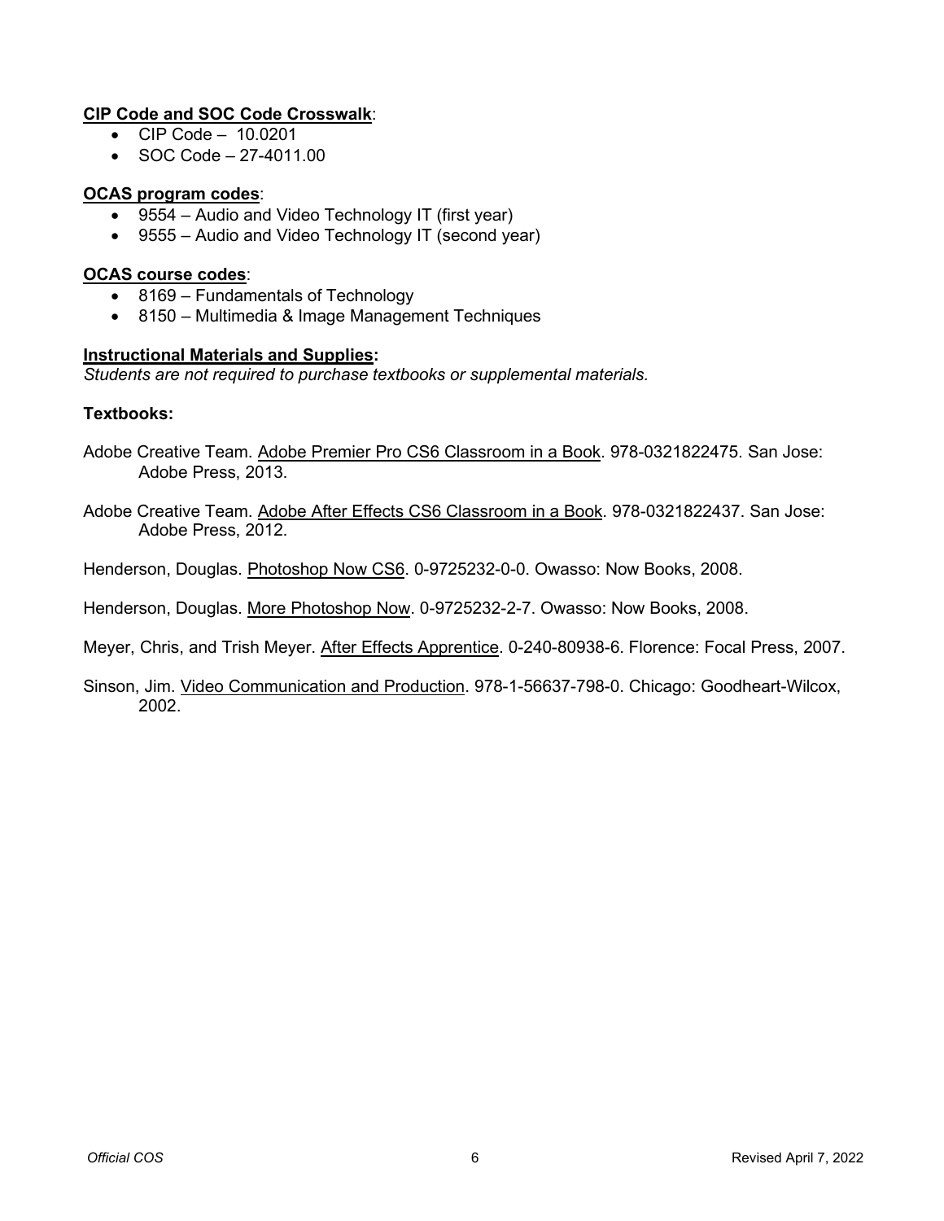**CIP Code and SOC Code Crosswalk**:

- CIP Code – 10.0201
- SOC Code – 27-4011.00

**OCAS program codes**:

- 9554 – Audio and Video Technology IT (first year)
- 9555 – Audio and Video Technology IT (second year)

**OCAS course codes**:

- 8169 – Fundamentals of Technology
- 8150 – Multimedia & Image Management Techniques

**Instructional Materials and Supplies:**

*Students are not required to purchase textbooks or supplemental materials.*

**Textbooks:**

Adobe Creative Team. Adobe Premier Pro CS6 Classroom in a Book. 978-0321822475. San Jose: Adobe Press, 2013.

Adobe Creative Team. Adobe After Effects CS6 Classroom in a Book. 978-0321822437. San Jose: Adobe Press, 2012.

Henderson, Douglas. Photoshop Now CS6. 0-9725232-0-0. Owasso: Now Books, 2008.

Henderson, Douglas. More Photoshop Now. 0-9725232-2-7. Owasso: Now Books, 2008.

Meyer, Chris, and Trish Meyer. After Effects Apprentice. 0-240-80938-6. Florence: Focal Press, 2007.

Sinson, Jim. Video Communication and Production. 978-1-56637-798-0. Chicago: Goodheart-Wilcox, 2002.